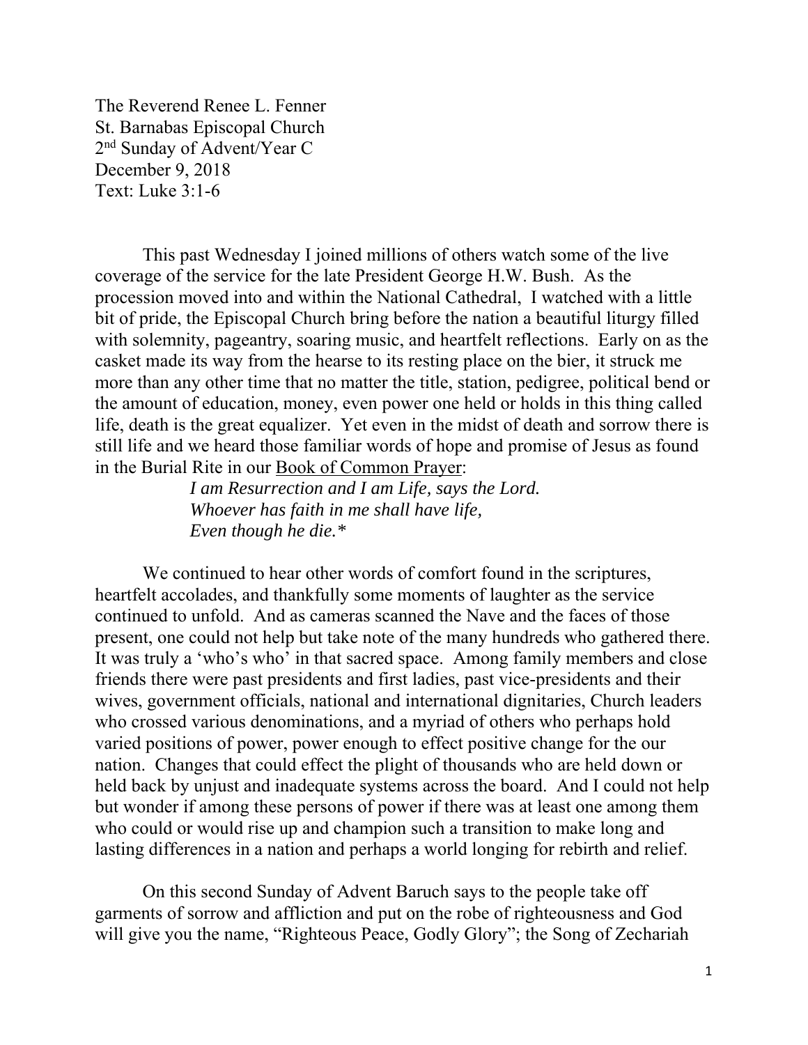The Reverend Renee L. Fenner
St. Barnabas Episcopal Church
2nd Sunday of Advent/Year C
December 9, 2018
Text: Luke 3:1-6

This past Wednesday I joined millions of others watch some of the live coverage of the service for the late President George H.W. Bush. As the procession moved into and within the National Cathedral, I watched with a little bit of pride, the Episcopal Church bring before the nation a beautiful liturgy filled with solemnity, pageantry, soaring music, and heartfelt reflections. Early on as the casket made its way from the hearse to its resting place on the bier, it struck me more than any other time that no matter the title, station, pedigree, political bend or the amount of education, money, even power one held or holds in this thing called life, death is the great equalizer. Yet even in the midst of death and sorrow there is still life and we heard those familiar words of hope and promise of Jesus as found in the Burial Rite in our Book of Common Prayer:

> *I am Resurrection and I am Life, says the Lord.*
> *Whoever has faith in me shall have life,*
> *Even though he die.**

We continued to hear other words of comfort found in the scriptures, heartfelt accolades, and thankfully some moments of laughter as the service continued to unfold. And as cameras scanned the Nave and the faces of those present, one could not help but take note of the many hundreds who gathered there. It was truly a 'who's who' in that sacred space. Among family members and close friends there were past presidents and first ladies, past vice-presidents and their wives, government officials, national and international dignitaries, Church leaders who crossed various denominations, and a myriad of others who perhaps hold varied positions of power, power enough to effect positive change for the our nation. Changes that could effect the plight of thousands who are held down or held back by unjust and inadequate systems across the board. And I could not help but wonder if among these persons of power if there was at least one among them who could or would rise up and champion such a transition to make long and lasting differences in a nation and perhaps a world longing for rebirth and relief.

On this second Sunday of Advent Baruch says to the people take off garments of sorrow and affliction and put on the robe of righteousness and God will give you the name, "Righteous Peace, Godly Glory"; the Song of Zechariah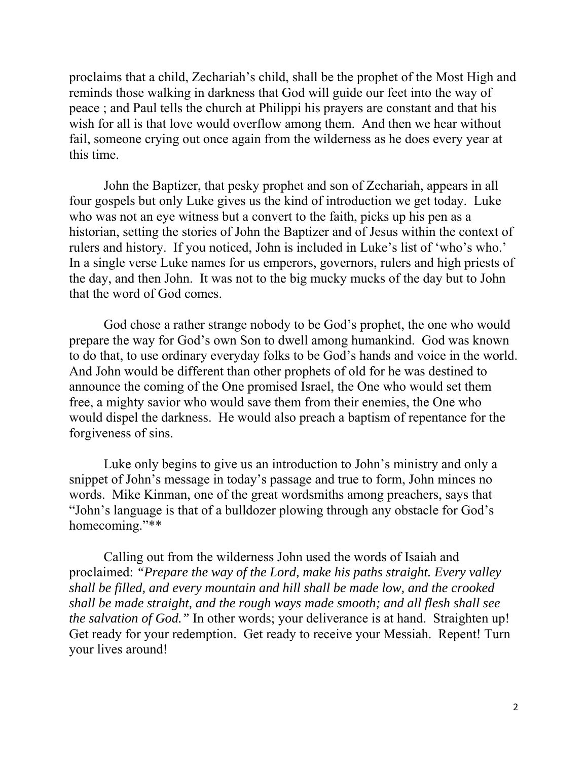proclaims that a child, Zechariah's child, shall be the prophet of the Most High and reminds those walking in darkness that God will guide our feet into the way of peace ; and Paul tells the church at Philippi his prayers are constant and that his wish for all is that love would overflow among them. And then we hear without fail, someone crying out once again from the wilderness as he does every year at this time.

John the Baptizer, that pesky prophet and son of Zechariah, appears in all four gospels but only Luke gives us the kind of introduction we get today. Luke who was not an eye witness but a convert to the faith, picks up his pen as a historian, setting the stories of John the Baptizer and of Jesus within the context of rulers and history. If you noticed, John is included in Luke's list of 'who's who.' In a single verse Luke names for us emperors, governors, rulers and high priests of the day, and then John. It was not to the big mucky mucks of the day but to John that the word of God comes.

God chose a rather strange nobody to be God's prophet, the one who would prepare the way for God's own Son to dwell among humankind. God was known to do that, to use ordinary everyday folks to be God's hands and voice in the world. And John would be different than other prophets of old for he was destined to announce the coming of the One promised Israel, the One who would set them free, a mighty savior who would save them from their enemies, the One who would dispel the darkness. He would also preach a baptism of repentance for the forgiveness of sins.

Luke only begins to give us an introduction to John's ministry and only a snippet of John's message in today's passage and true to form, John minces no words. Mike Kinman, one of the great wordsmiths among preachers, says that "John's language is that of a bulldozer plowing through any obstacle for God's homecoming."**

Calling out from the wilderness John used the words of Isaiah and proclaimed: *"Prepare the way of the Lord, make his paths straight. Every valley shall be filled, and every mountain and hill shall be made low, and the crooked shall be made straight, and the rough ways made smooth; and all flesh shall see the salvation of God."* In other words; your deliverance is at hand. Straighten up! Get ready for your redemption. Get ready to receive your Messiah. Repent! Turn your lives around!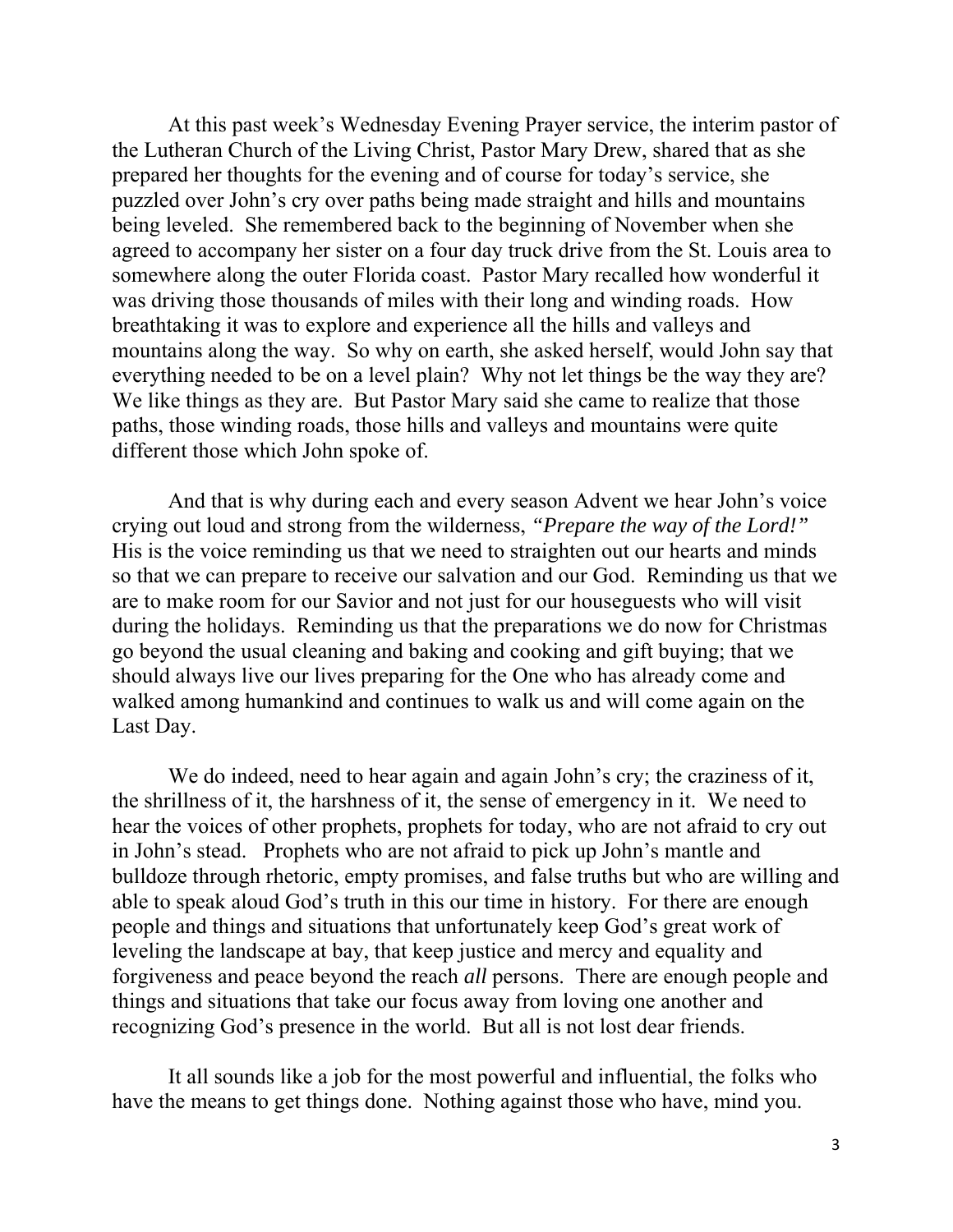At this past week's Wednesday Evening Prayer service, the interim pastor of the Lutheran Church of the Living Christ, Pastor Mary Drew, shared that as she prepared her thoughts for the evening and of course for today's service, she puzzled over John's cry over paths being made straight and hills and mountains being leveled. She remembered back to the beginning of November when she agreed to accompany her sister on a four day truck drive from the St. Louis area to somewhere along the outer Florida coast. Pastor Mary recalled how wonderful it was driving those thousands of miles with their long and winding roads. How breathtaking it was to explore and experience all the hills and valleys and mountains along the way. So why on earth, she asked herself, would John say that everything needed to be on a level plain? Why not let things be the way they are? We like things as they are. But Pastor Mary said she came to realize that those paths, those winding roads, those hills and valleys and mountains were quite different those which John spoke of.

And that is why during each and every season Advent we hear John's voice crying out loud and strong from the wilderness, *"Prepare the way of the Lord!"* His is the voice reminding us that we need to straighten out our hearts and minds so that we can prepare to receive our salvation and our God. Reminding us that we are to make room for our Savior and not just for our houseguests who will visit during the holidays. Reminding us that the preparations we do now for Christmas go beyond the usual cleaning and baking and cooking and gift buying; that we should always live our lives preparing for the One who has already come and walked among humankind and continues to walk us and will come again on the Last Day.

We do indeed, need to hear again and again John's cry; the craziness of it, the shrillness of it, the harshness of it, the sense of emergency in it. We need to hear the voices of other prophets, prophets for today, who are not afraid to cry out in John's stead. Prophets who are not afraid to pick up John's mantle and bulldoze through rhetoric, empty promises, and false truths but who are willing and able to speak aloud God's truth in this our time in history. For there are enough people and things and situations that unfortunately keep God's great work of leveling the landscape at bay, that keep justice and mercy and equality and forgiveness and peace beyond the reach *all* persons. There are enough people and things and situations that take our focus away from loving one another and recognizing God's presence in the world. But all is not lost dear friends.

It all sounds like a job for the most powerful and influential, the folks who have the means to get things done. Nothing against those who have, mind you.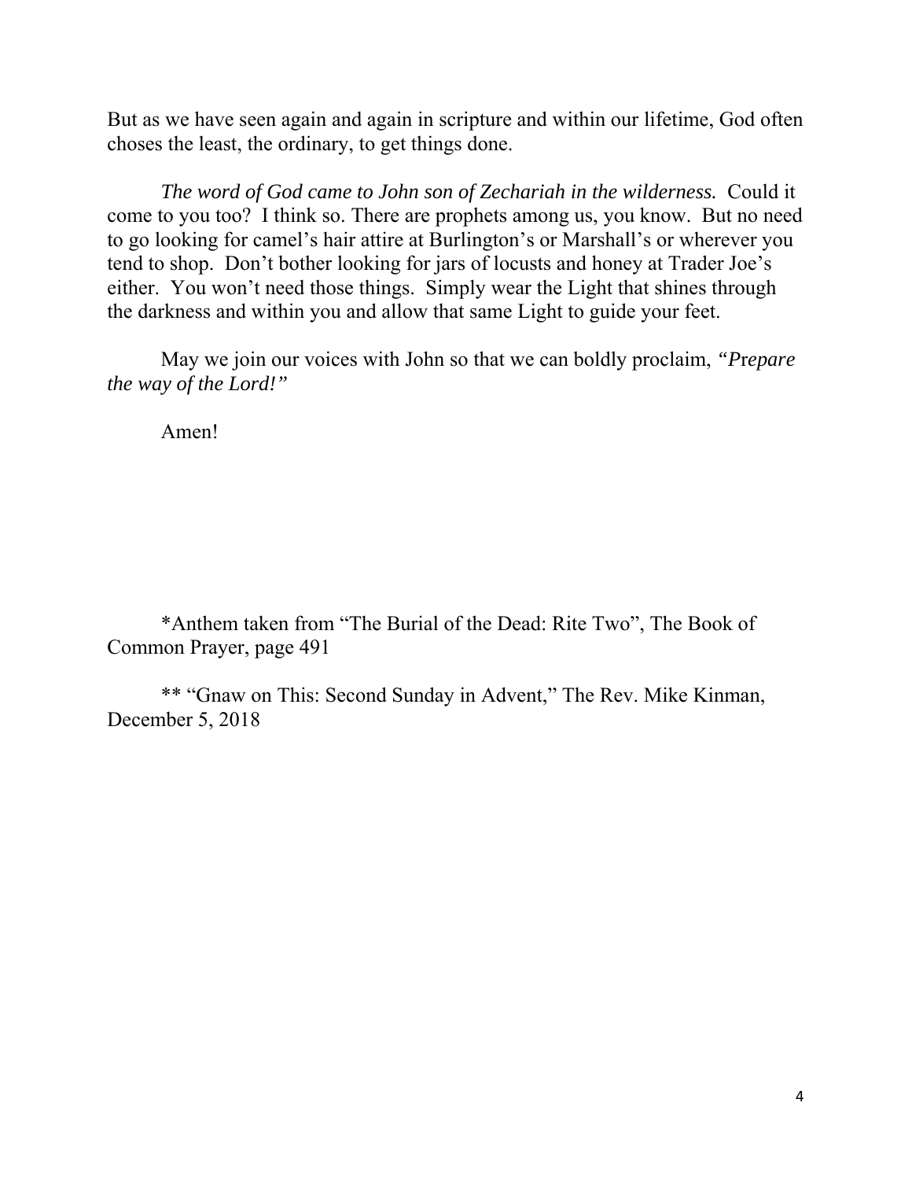But as we have seen again and again in scripture and within our lifetime, God often choses the least, the ordinary, to get things done.

*The word of God came to John son of Zechariah in the wilderness.* Could it come to you too? I think so. There are prophets among us, you know. But no need to go looking for camel's hair attire at Burlington's or Marshall's or wherever you tend to shop. Don't bother looking for jars of locusts and honey at Trader Joe's either. You won't need those things. Simply wear the Light that shines through the darkness and within you and allow that same Light to guide your feet.

May we join our voices with John so that we can boldly proclaim, *"Prepare the way of the Lord!"*

Amen!

*Anthem taken from "The Burial of the Dead: Rite Two", The Book of Common Prayer, page 491

** "Gnaw on This: Second Sunday in Advent," The Rev. Mike Kinman, December 5, 2018